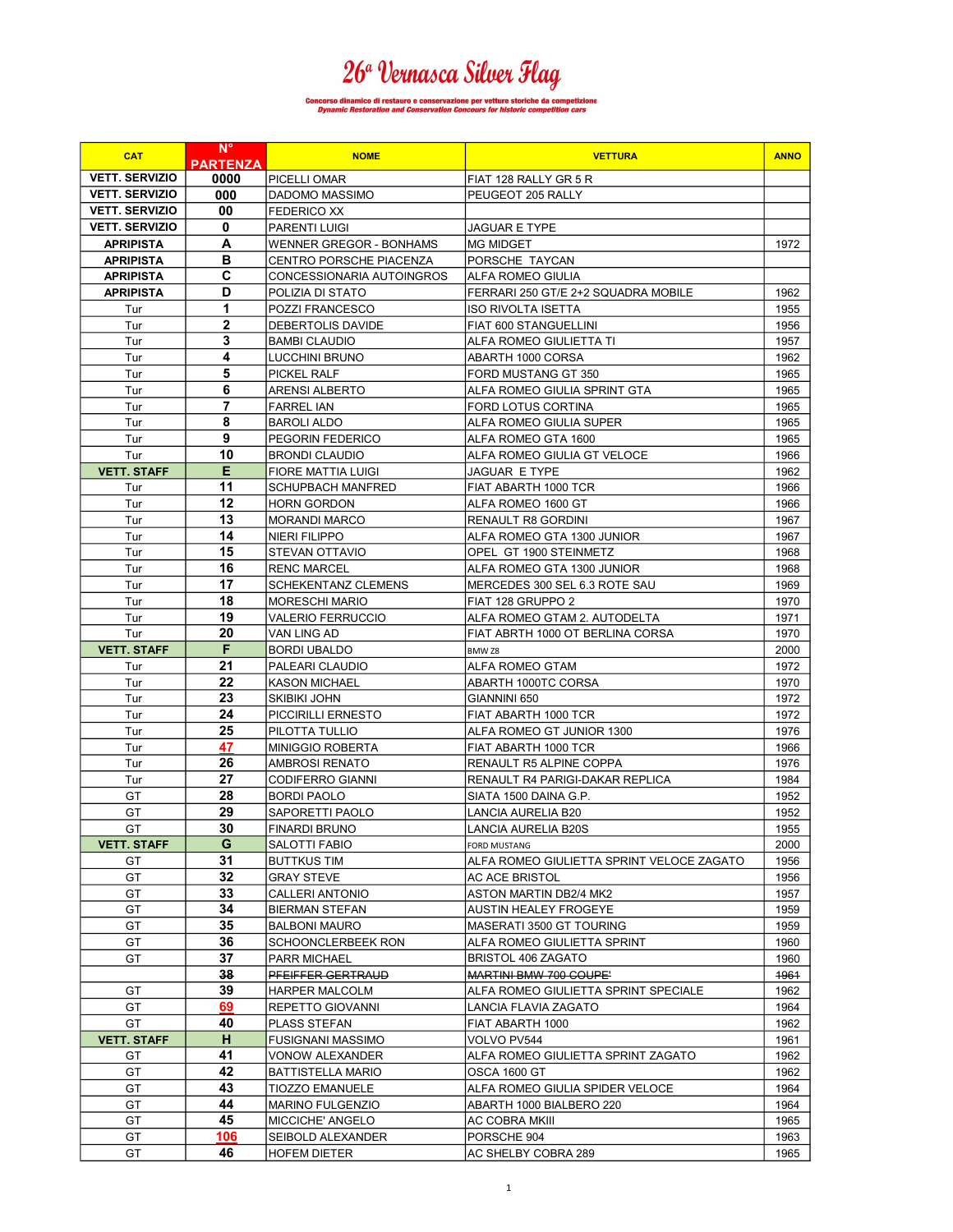# 26ª Vernasca Silver Flag

**Concorso dinamico di restauro e conservazione per vetture storiche da competizione**
*Dynamic Restoration and Conservation Concours for historic competition cars*

| CAT | N° PARTENZA | NOME | VETTURA | ANNO |
|---|---|---|---|---|
| VETT. SERVIZIO | 0000 | PICELLI OMAR | FIAT 128 RALLY GR 5 R | |
| VETT. SERVIZIO | 000 | DADOMO MASSIMO | PEUGEOT 205 RALLY | |
| VETT. SERVIZIO | 00 | FEDERICO XX | | |
| VETT. SERVIZIO | 0 | PARENTI LUIGI | JAGUAR E TYPE | |
| APRIPISTA | A | WENNER GREGOR - BONHAMS | MG MIDGET | 1972 |
| APRIPISTA | B | CENTRO PORSCHE PIACENZA | PORSCHE TAYCAN | |
| APRIPISTA | C | CONCESSIONARIA AUTOINGROS | ALFA ROMEO GIULIA | |
| APRIPISTA | D | POLIZIA DI STATO | FERRARI 250 GT/E 2+2 SQUADRA MOBILE | 1962 |
| Tur | 1 | POZZI FRANCESCO | ISO RIVOLTA ISETTA | 1955 |
| Tur | 2 | DEBERTOLIS DAVIDE | FIAT 600 STANGUELLINI | 1956 |
| Tur | 3 | BAMBI CLAUDIO | ALFA ROMEO GIULIETTA TI | 1957 |
| Tur | 4 | LUCCHINI BRUNO | ABARTH 1000 CORSA | 1962 |
| Tur | 5 | PICKEL RALF | FORD MUSTANG GT 350 | 1965 |
| Tur | 6 | ARENSI ALBERTO | ALFA ROMEO GIULIA SPRINT GTA | 1965 |
| Tur | 7 | FARREL IAN | FORD LOTUS CORTINA | 1965 |
| Tur | 8 | BAROLI ALDO | ALFA ROMEO GIULIA SUPER | 1965 |
| Tur | 9 | PEGORIN FEDERICO | ALFA ROMEO GTA 1600 | 1965 |
| Tur | 10 | BRONDI CLAUDIO | ALFA ROMEO GIULIA GT VELOCE | 1966 |
| VETT. STAFF | E | FIORE MATTIA LUIGI | JAGUAR E TYPE | 1962 |
| Tur | 11 | SCHUPBACH MANFRED | FIAT ABARTH 1000 TCR | 1966 |
| Tur | 12 | HORN GORDON | ALFA ROMEO 1600 GT | 1966 |
| Tur | 13 | MORANDI MARCO | RENAULT R8 GORDINI | 1967 |
| Tur | 14 | NIERI FILIPPO | ALFA ROMEO GTA 1300 JUNIOR | 1967 |
| Tur | 15 | STEVAN OTTAVIO | OPEL GT 1900 STEINMETZ | 1968 |
| Tur | 16 | RENC MARCEL | ALFA ROMEO GTA 1300 JUNIOR | 1968 |
| Tur | 17 | SCHEKENTANZ CLEMENS | MERCEDES 300 SEL 6.3 ROTE SAU | 1969 |
| Tur | 18 | MORESCHI MARIO | FIAT 128 GRUPPO 2 | 1970 |
| Tur | 19 | VALERIO FERRUCCIO | ALFA ROMEO GTAM 2. AUTODELTA | 1971 |
| Tur | 20 | VAN LING AD | FIAT ABRTH 1000 OT BERLINA CORSA | 1970 |
| VETT. STAFF | F | BORDI UBALDO | BMW Z8 | 2000 |
| Tur | 21 | PALEARI CLAUDIO | ALFA ROMEO GTAM | 1972 |
| Tur | 22 | KASON MICHAEL | ABARTH 1000TC CORSA | 1970 |
| Tur | 23 | SKIBIKI JOHN | GIANNINI 650 | 1972 |
| Tur | 24 | PICCIRILLI ERNESTO | FIAT ABARTH 1000 TCR | 1972 |
| Tur | 25 | PILOTTA TULLIO | ALFA ROMEO GT JUNIOR 1300 | 1976 |
| Tur | 47 | MINIGGIO ROBERTA | FIAT ABARTH 1000 TCR | 1966 |
| Tur | 26 | AMBROSI RENATO | RENAULT R5 ALPINE COPPA | 1976 |
| Tur | 27 | CODIFERRO GIANNI | RENAULT R4 PARIGI-DAKAR REPLICA | 1984 |
| GT | 28 | BORDI PAOLO | SIATA 1500 DAINA G.P. | 1952 |
| GT | 29 | SAPORETTI PAOLO | LANCIA AURELIA B20 | 1952 |
| GT | 30 | FINARDI BRUNO | LANCIA AURELIA B20S | 1955 |
| VETT. STAFF | G | SALOTTI FABIO | FORD MUSTANG | 2000 |
| GT | 31 | BUTTKUS TIM | ALFA ROMEO GIULIETTA SPRINT VELOCE ZAGATO | 1956 |
| GT | 32 | GRAY STEVE | AC ACE BRISTOL | 1956 |
| GT | 33 | CALLERI ANTONIO | ASTON MARTIN DB2/4 MK2 | 1957 |
| GT | 34 | BIERMAN STEFAN | AUSTIN HEALEY FROGEYE | 1959 |
| GT | 35 | BALBONI MAURO | MASERATI 3500 GT TOURING | 1959 |
| GT | 36 | SCHOONCLERBEEK RON | ALFA ROMEO GIULIETTA SPRINT | 1960 |
| GT | 37 | PARR MICHAEL | BRISTOL 406 ZAGATO | 1960 |
| | 38 | ~~PFEIFFER GERTRAUD~~ | ~~MARTINI BMW 700 COUPE'~~ | ~~1961~~ |
| GT | 39 | HARPER MALCOLM | ALFA ROMEO GIULIETTA SPRINT SPECIALE | 1962 |
| GT | 69 | REPETTO GIOVANNI | LANCIA FLAVIA ZAGATO | 1964 |
| GT | 40 | PLASS STEFAN | FIAT ABARTH 1000 | 1962 |
| VETT. STAFF | H | FUSIGNANI MASSIMO | VOLVO PV544 | 1961 |
| GT | 41 | VONOW ALEXANDER | ALFA ROMEO GIULIETTA SPRINT ZAGATO | 1962 |
| GT | 42 | BATTISTELLA MARIO | OSCA 1600 GT | 1962 |
| GT | 43 | TIOZZO EMANUELE | ALFA ROMEO GIULIA SPIDER VELOCE | 1964 |
| GT | 44 | MARINO FULGENZIO | ABARTH 1000 BIALBERO 220 | 1964 |
| GT | 45 | MICCICHE' ANGELO | AC COBRA MKIII | 1965 |
| GT | 106 | SEIBOLD ALEXANDER | PORSCHE 904 | 1963 |
| GT | 46 | HOFEM DIETER | AC SHELBY COBRA 289 | 1965 |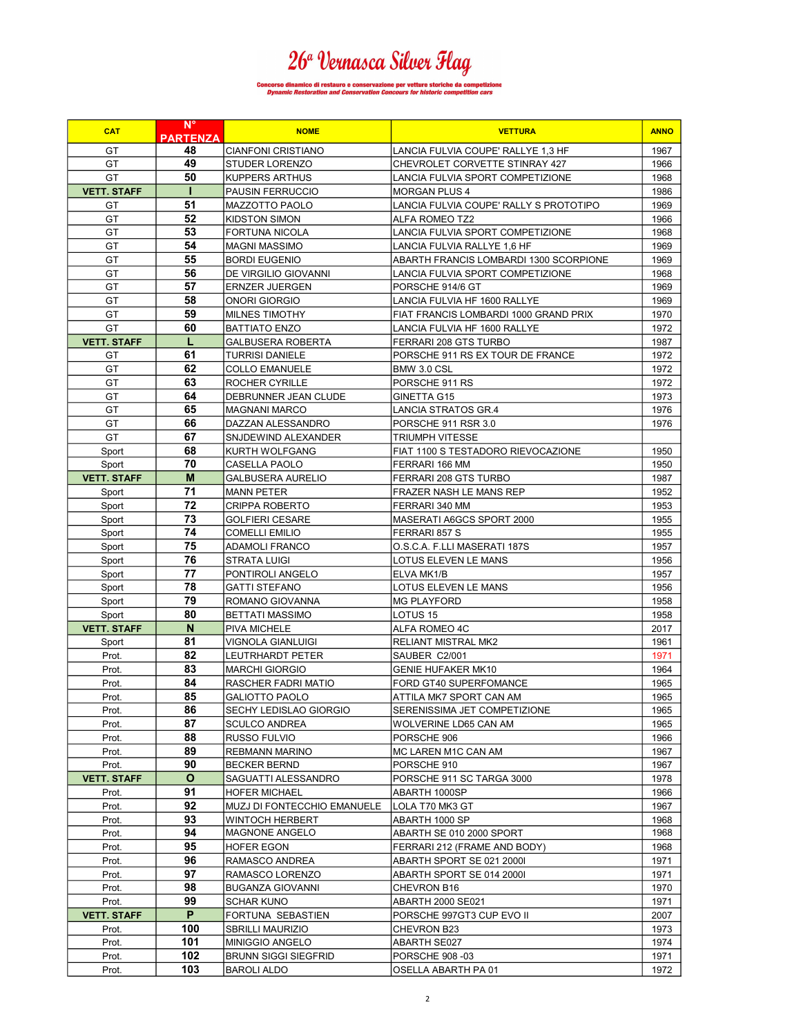# 26ª Vernasca Silver Flag

**Concorso dinamico di restauro e conservazione per vetture storiche da competizione**
***Dynamic Restoration and Conservation Concours for historic competition cars***

| CAT | N° PARTENZA | NOME | VETTURA | ANNO |
|---|---|---|---|---|
| GT | 48 | CIANFONI CRISTIANO | LANCIA FULVIA COUPE' RALLYE 1,3 HF | 1967 |
| GT | 49 | STUDER LORENZO | CHEVROLET CORVETTE STINRAY 427 | 1966 |
| GT | 50 | KUPPERS ARTHUS | LANCIA FULVIA SPORT COMPETIZIONE | 1968 |
| VETT. STAFF | I | PAUSIN FERRUCCIO | MORGAN PLUS 4 | 1986 |
| GT | 51 | MAZZOTTO PAOLO | LANCIA FULVIA COUPE' RALLY S PROTOTIPO | 1969 |
| GT | 52 | KIDSTON SIMON | ALFA ROMEO TZ2 | 1966 |
| GT | 53 | FORTUNA NICOLA | LANCIA FULVIA SPORT COMPETIZIONE | 1968 |
| GT | 54 | MAGNI MASSIMO | LANCIA FULVIA RALLYE 1,6 HF | 1969 |
| GT | 55 | BORDI EUGENIO | ABARTH FRANCIS LOMBARDI 1300 SCORPIONE | 1969 |
| GT | 56 | DE VIRGILIO GIOVANNI | LANCIA FULVIA SPORT COMPETIZIONE | 1968 |
| GT | 57 | ERNZER JUERGEN | PORSCHE 914/6 GT | 1969 |
| GT | 58 | ONORI GIORGIO | LANCIA FULVIA HF 1600 RALLYE | 1969 |
| GT | 59 | MILNES TIMOTHY | FIAT FRANCIS LOMBARDI 1000 GRAND PRIX | 1970 |
| GT | 60 | BATTIATO ENZO | LANCIA FULVIA HF 1600 RALLYE | 1972 |
| VETT. STAFF | L | GALBUSERA ROBERTA | FERRARI 208 GTS TURBO | 1987 |
| GT | 61 | TURRISI DANIELE | PORSCHE 911 RS EX TOUR DE FRANCE | 1972 |
| GT | 62 | COLLO EMANUELE | BMW 3.0 CSL | 1972 |
| GT | 63 | ROCHER CYRILLE | PORSCHE 911 RS | 1972 |
| GT | 64 | DEBRUNNER JEAN CLUDE | GINETTA G15 | 1973 |
| GT | 65 | MAGNANI MARCO | LANCIA STRATOS GR.4 | 1976 |
| GT | 66 | DAZZAN ALESSANDRO | PORSCHE 911 RSR 3.0 | 1976 |
| GT | 67 | SNJDEWIND ALEXANDER | TRIUMPH VITESSE | |
| Sport | 68 | KURTH WOLFGANG | FIAT 1100 S TESTADORO RIEVOCAZIONE | 1950 |
| Sport | 70 | CASELLA PAOLO | FERRARI 166 MM | 1950 |
| VETT. STAFF | M | GALBUSERA AURELIO | FERRARI 208 GTS TURBO | 1987 |
| Sport | 71 | MANN PETER | FRAZER NASH LE MANS REP | 1952 |
| Sport | 72 | CRIPPA ROBERTO | FERRARI 340 MM | 1953 |
| Sport | 73 | GOLFIERI CESARE | MASERATI A6GCS SPORT 2000 | 1955 |
| Sport | 74 | COMELLI EMILIO | FERRARI 857 S | 1955 |
| Sport | 75 | ADAMOLI FRANCO | O.S.C.A. F.LLI MASERATI 187S | 1957 |
| Sport | 76 | STRATA LUIGI | LOTUS ELEVEN LE MANS | 1956 |
| Sport | 77 | PONTIROLI ANGELO | ELVA MK1/B | 1957 |
| Sport | 78 | GATTI STEFANO | LOTUS ELEVEN LE MANS | 1956 |
| Sport | 79 | ROMANO GIOVANNA | MG PLAYFORD | 1958 |
| Sport | 80 | BETTATI MASSIMO | LOTUS 15 | 1958 |
| VETT. STAFF | N | PIVA MICHELE | ALFA ROMEO 4C | 2017 |
| Sport | 81 | VIGNOLA GIANLUIGI | RELIANT MISTRAL MK2 | 1961 |
| Prot. | 82 | LEUTRHARDT PETER | SAUBER C2/001 | 1971 |
| Prot. | 83 | MARCHI GIORGIO | GENIE HUFAKER MK10 | 1964 |
| Prot. | 84 | RASCHER FADRI MATIO | FORD GT40 SUPERFOMANCE | 1965 |
| Prot. | 85 | GALIOTTO PAOLO | ATTILA MK7 SPORT CAN AM | 1965 |
| Prot. | 86 | SECHY LEDISLAO GIORGIO | SERENISSIMA JET COMPETIZIONE | 1965 |
| Prot. | 87 | SCULCO ANDREA | WOLVERINE LD65 CAN AM | 1965 |
| Prot. | 88 | RUSSO FULVIO | PORSCHE 906 | 1966 |
| Prot. | 89 | REBMANN MARINO | MC LAREN M1C CAN AM | 1967 |
| Prot. | 90 | BECKER BERND | PORSCHE 910 | 1967 |
| VETT. STAFF | O | SAGUATTI ALESSANDRO | PORSCHE 911 SC TARGA 3000 | 1978 |
| Prot. | 91 | HOFER MICHAEL | ABARTH 1000SP | 1966 |
| Prot. | 92 | MUZJ DI FONTECCHIO EMANUELE | LOLA T70 MK3 GT | 1967 |
| Prot. | 93 | WINTOCH HERBERT | ABARTH 1000 SP | 1968 |
| Prot. | 94 | MAGNONE ANGELO | ABARTH SE 010 2000 SPORT | 1968 |
| Prot. | 95 | HOFER EGON | FERRARI 212 (FRAME AND BODY) | 1968 |
| Prot. | 96 | RAMASCO ANDREA | ABARTH SPORT SE 021 2000I | 1971 |
| Prot. | 97 | RAMASCO LORENZO | ABARTH SPORT SE 014 2000I | 1971 |
| Prot. | 98 | BUGANZA GIOVANNI | CHEVRON B16 | 1970 |
| Prot. | 99 | SCHAR KUNO | ABARTH 2000 SE021 | 1971 |
| VETT. STAFF | P | FORTUNA SEBASTIEN | PORSCHE 997GT3 CUP EVO II | 2007 |
| Prot. | 100 | SBRILLI MAURIZIO | CHEVRON B23 | 1973 |
| Prot. | 101 | MINIGGIO ANGELO | ABARTH SE027 | 1974 |
| Prot. | 102 | BRUNN SIGGI SIEGFRID | PORSCHE 908 -03 | 1971 |
| Prot. | 103 | BAROLI ALDO | OSELLA ABARTH PA 01 | 1972 |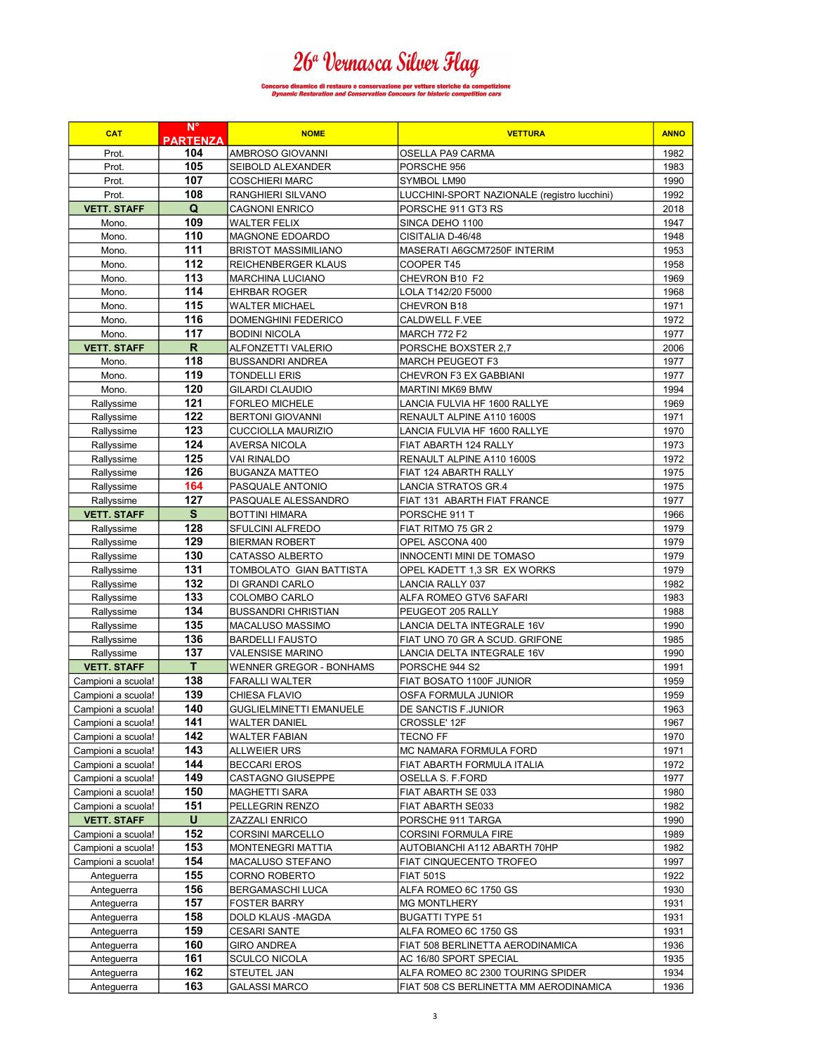# 26ª Vernasca Silver Flag

**Concorso dinamico di restauro e conservazione per vetture storiche da competizione**
***Dynamic Restoration and Conservation Concours for historic competition cars***

| CAT | N° PARTENZA | NOME | VETTURA | ANNO |
|---|---|---|---|---|
| Prot. | 104 | AMBROSO GIOVANNI | OSELLA PA9 CARMA | 1982 |
| Prot. | 105 | SEIBOLD ALEXANDER | PORSCHE 956 | 1983 |
| Prot. | 107 | COSCHIERI MARC | SYMBOL LM90 | 1990 |
| Prot. | 108 | RANGHIERI SILVANO | LUCCHINI-SPORT NAZIONALE (registro lucchini) | 1992 |
| VETT. STAFF | Q | CAGNONI ENRICO | PORSCHE 911 GT3 RS | 2018 |
| Mono. | 109 | WALTER FELIX | SINCA DEHO 1100 | 1947 |
| Mono. | 110 | MAGNONE EDOARDO | CISITALIA D-46/48 | 1948 |
| Mono. | 111 | BRISTOT MASSIMILIANO | MASERATI A6GCM7250F INTERIM | 1953 |
| Mono. | 112 | REICHENBERGER KLAUS | COOPER T45 | 1958 |
| Mono. | 113 | MARCHINA LUCIANO | CHEVRON B10 F2 | 1969 |
| Mono. | 114 | EHRBAR ROGER | LOLA T142/20 F5000 | 1968 |
| Mono. | 115 | WALTER MICHAEL | CHEVRON B18 | 1971 |
| Mono. | 116 | DOMENGHINI FEDERICO | CALDWELL F.VEE | 1972 |
| Mono. | 117 | BODINI NICOLA | MARCH 772 F2 | 1977 |
| VETT. STAFF | R | ALFONZETTI VALERIO | PORSCHE BOXSTER 2,7 | 2006 |
| Mono. | 118 | BUSSANDRI ANDREA | MARCH PEUGEOT F3 | 1977 |
| Mono. | 119 | TONDELLI ERIS | CHEVRON F3 EX GABBIANI | 1977 |
| Mono. | 120 | GILARDI CLAUDIO | MARTINI MK69 BMW | 1994 |
| Rallyssime | 121 | FORLEO MICHELE | LANCIA FULVIA HF 1600 RALLYE | 1969 |
| Rallyssime | 122 | BERTONI GIOVANNI | RENAULT ALPINE A110 1600S | 1971 |
| Rallyssime | 123 | CUCCIOLLA MAURIZIO | LANCIA FULVIA HF 1600 RALLYE | 1970 |
| Rallyssime | 124 | AVERSA NICOLA | FIAT ABARTH 124 RALLY | 1973 |
| Rallyssime | 125 | VAI RINALDO | RENAULT ALPINE A110 1600S | 1972 |
| Rallyssime | 126 | BUGANZA MATTEO | FIAT 124 ABARTH RALLY | 1975 |
| Rallyssime | 164 | PASQUALE ANTONIO | LANCIA STRATOS GR.4 | 1975 |
| Rallyssime | 127 | PASQUALE ALESSANDRO | FIAT 131 ABARTH FIAT FRANCE | 1977 |
| VETT. STAFF | S | BOTTINI HIMARA | PORSCHE 911 T | 1966 |
| Rallyssime | 128 | SFULCINI ALFREDO | FIAT RITMO 75 GR 2 | 1979 |
| Rallyssime | 129 | BIERMAN ROBERT | OPEL ASCONA 400 | 1979 |
| Rallyssime | 130 | CATASSO ALBERTO | INNOCENTI MINI DE TOMASO | 1979 |
| Rallyssime | 131 | TOMBOLATO GIAN BATTISTA | OPEL KADETT 1,3 SR EX WORKS | 1979 |
| Rallyssime | 132 | DI GRANDI CARLO | LANCIA RALLY 037 | 1982 |
| Rallyssime | 133 | COLOMBO CARLO | ALFA ROMEO GTV6 SAFARI | 1983 |
| Rallyssime | 134 | BUSSANDRI CHRISTIAN | PEUGEOT 205 RALLY | 1988 |
| Rallyssime | 135 | MACALUSO MASSIMO | LANCIA DELTA INTEGRALE 16V | 1990 |
| Rallyssime | 136 | BARDELLI FAUSTO | FIAT UNO 70 GR A SCUD. GRIFONE | 1985 |
| Rallyssime | 137 | VALENSISE MARINO | LANCIA DELTA INTEGRALE 16V | 1990 |
| VETT. STAFF | T | WENNER GREGOR - BONHAMS | PORSCHE 944 S2 | 1991 |
| Campioni a scuola! | 138 | FARALLI WALTER | FIAT BOSATO 1100F JUNIOR | 1959 |
| Campioni a scuola! | 139 | CHIESA FLAVIO | OSFA FORMULA JUNIOR | 1959 |
| Campioni a scuola! | 140 | GUGLIELMINETTI EMANUELE | DE SANCTIS F.JUNIOR | 1963 |
| Campioni a scuola! | 141 | WALTER DANIEL | CROSSLE' 12F | 1967 |
| Campioni a scuola! | 142 | WALTER FABIAN | TECNO FF | 1970 |
| Campioni a scuola! | 143 | ALLWEIER URS | MC NAMARA FORMULA FORD | 1971 |
| Campioni a scuola! | 144 | BECCARI EROS | FIAT ABARTH FORMULA ITALIA | 1972 |
| Campioni a scuola! | 149 | CASTAGNO GIUSEPPE | OSELLA S. F.FORD | 1977 |
| Campioni a scuola! | 150 | MAGHETTI SARA | FIAT ABARTH SE 033 | 1980 |
| Campioni a scuola! | 151 | PELLEGRIN RENZO | FIAT ABARTH SE033 | 1982 |
| VETT. STAFF | U | ZAZZALI ENRICO | PORSCHE 911 TARGA | 1990 |
| Campioni a scuola! | 152 | CORSINI MARCELLO | CORSINI FORMULA FIRE | 1989 |
| Campioni a scuola! | 153 | MONTENEGRI MATTIA | AUTOBIANCHI A112 ABARTH 70HP | 1982 |
| Campioni a scuola! | 154 | MACALUSO STEFANO | FIAT CINQUECENTO TROFEO | 1997 |
| Anteguerra | 155 | CORNO ROBERTO | FIAT 501S | 1922 |
| Anteguerra | 156 | BERGAMASCHI LUCA | ALFA ROMEO 6C 1750 GS | 1930 |
| Anteguerra | 157 | FOSTER BARRY | MG MONTLHERY | 1931 |
| Anteguerra | 158 | DOLD KLAUS -MAGDA | BUGATTI TYPE 51 | 1931 |
| Anteguerra | 159 | CESARI SANTE | ALFA ROMEO 6C 1750 GS | 1931 |
| Anteguerra | 160 | GIRO ANDREA | FIAT 508 BERLINETTA AERODINAMICA | 1936 |
| Anteguerra | 161 | SCULCO NICOLA | AC 16/80 SPORT SPECIAL | 1935 |
| Anteguerra | 162 | STEUTEL JAN | ALFA ROMEO 8C 2300 TOURING SPIDER | 1934 |
| Anteguerra | 163 | GALASSI MARCO | FIAT 508 CS BERLINETTA MM AERODINAMICA | 1936 |